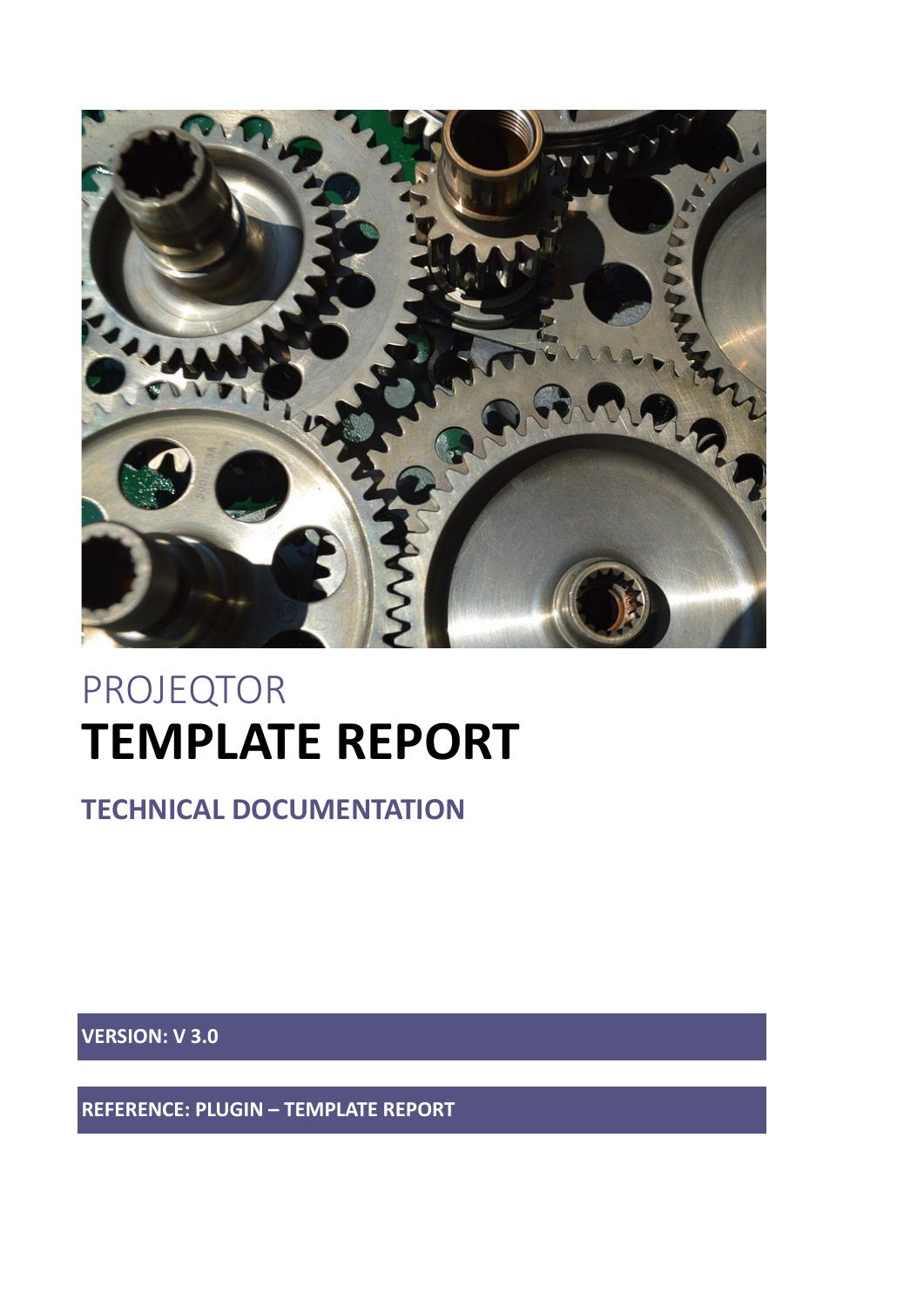PROJEQTOR

# TEMPLATE REPORT

## TECHNICAL DOCUMENTATION

**VERSION: V 3.0**

**REFERENCE: PLUGIN – TEMPLATE REPORT**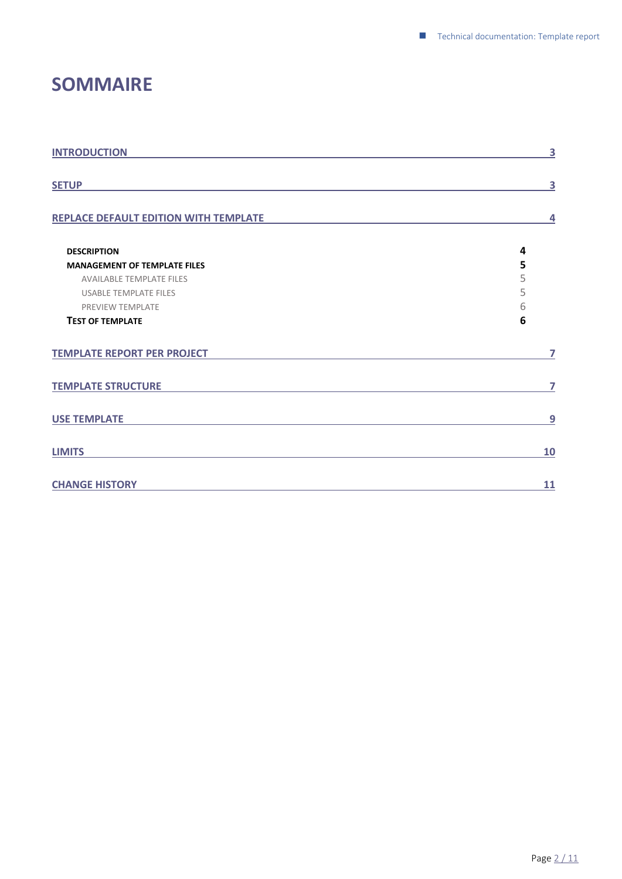# SOMMAIRE

INTRODUCTION 3

SETUP 3

REPLACE DEFAULT EDITION WITH TEMPLATE 4

- DESCRIPTION 4
- MANAGEMENT OF TEMPLATE FILES 5
  - AVAILABLE TEMPLATE FILES 5
  - USABLE TEMPLATE FILES 5
  - PREVIEW TEMPLATE 6
- TEST OF TEMPLATE 6

TEMPLATE REPORT PER PROJECT 7

TEMPLATE STRUCTURE 7

USE TEMPLATE 9

LIMITS 10

CHANGE HISTORY 11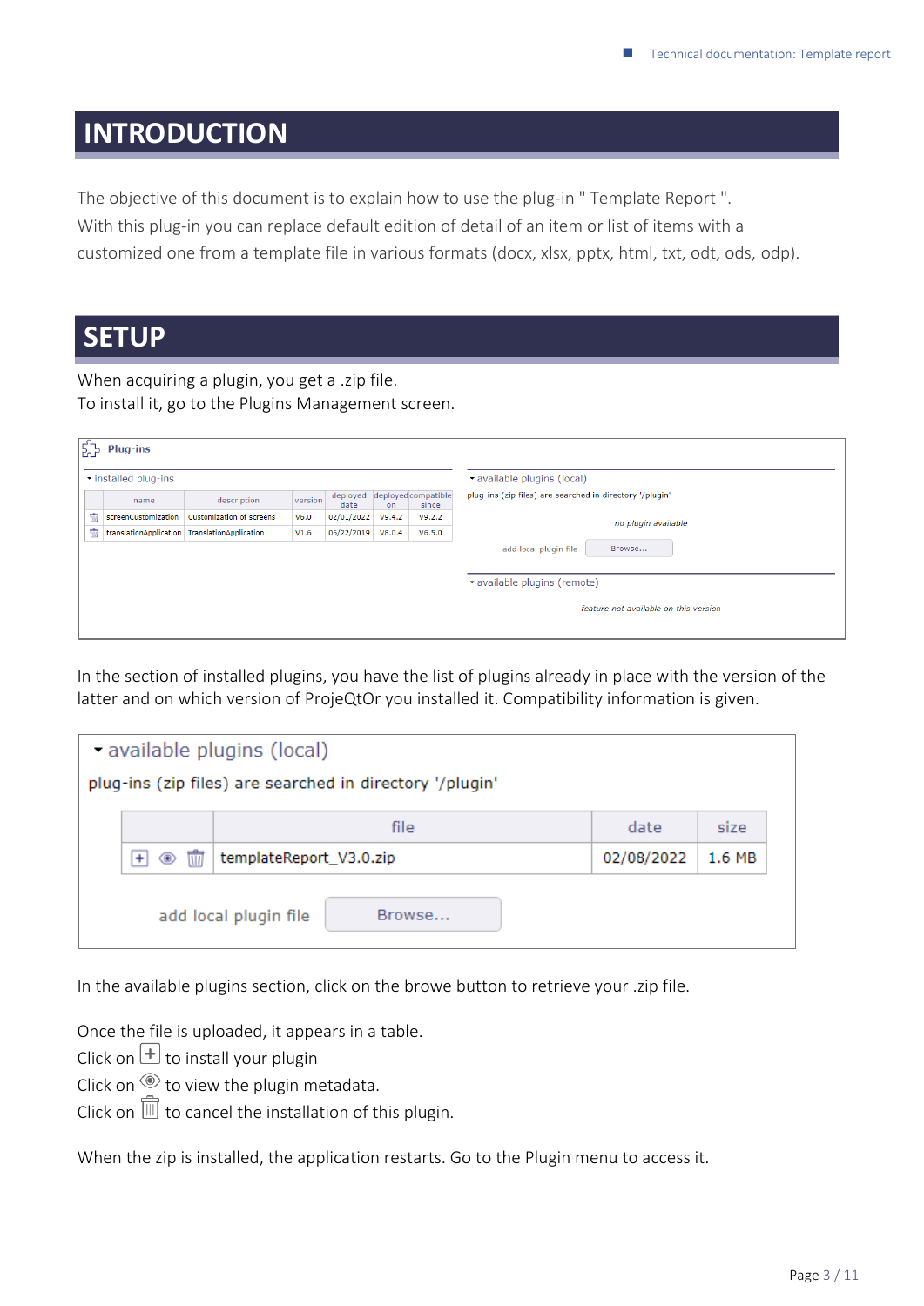# INTRODUCTION

The objective of this document is to explain how to use the plug-in " Template Report ".
With this plug-in you can replace default edition of detail of an item or list of items with a customized one from a template file in various formats (docx, xlsx, pptx, html, txt, odt, ods, odp).

# SETUP

When acquiring a plugin, you get a .zip file.
To install it, go to the Plugins Management screen.

Plug-ins

installed plug-ins

| | name | description | version | deployed date | deployed on | compatible since |
|---|---|---|---|---|---|---|
| | screenCustomization | Customization of screens | V6.0 | 02/01/2022 | V9.4.2 | V9.2.2 |
| | translationApplication | TranslationApplication | V1.6 | 06/22/2019 | V8.0.4 | V6.5.0 |

available plugins (local)

plug-ins (zip files) are searched in directory '/plugin'

*no plugin available*

add local plugin file Browse...

available plugins (remote)

*feature not available on this version*

In the section of installed plugins, you have the list of plugins already in place with the version of the latter and on which version of ProjeQtOr you installed it. Compatibility information is given.

available plugins (local)

plug-ins (zip files) are searched in directory '/plugin'

| | file | date | size |
|---|---|---|---|
| | templateReport_V3.0.zip | 02/08/2022 | 1.6 MB |

add local plugin file Browse...

In the available plugins section, click on the browe button to retrieve your .zip file.

Once the file is uploaded, it appears in a table.
Click on [+] to install your plugin
Click on [eye icon] to view the plugin metadata.
Click on [trash icon] to cancel the installation of this plugin.

When the zip is installed, the application restarts. Go to the Plugin menu to access it.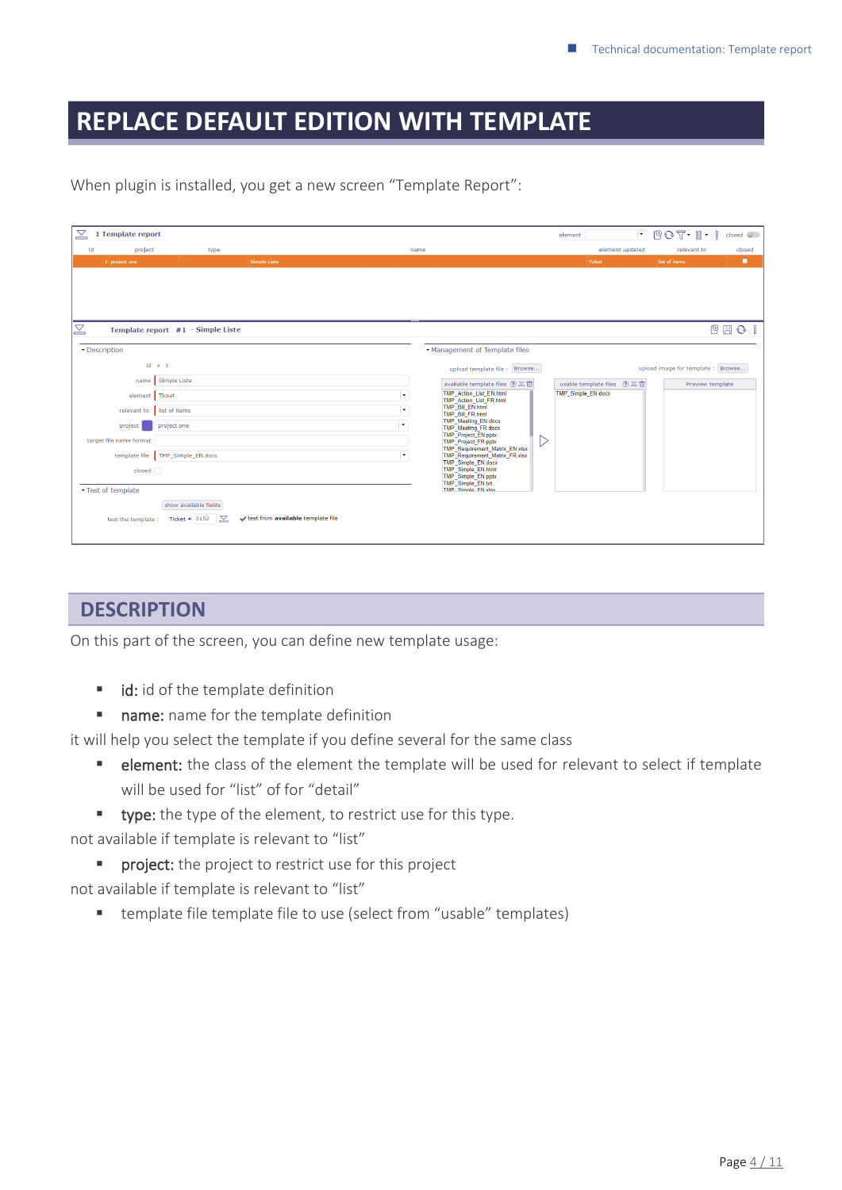# REPLACE DEFAULT EDITION WITH TEMPLATE

When plugin is installed, you get a new screen “Template Report”:

## DESCRIPTION

On this part of the screen, you can define new template usage:

- **id:** id of the template definition
- **name:** name for the template definition

it will help you select the template if you define several for the same class

- **element:** the class of the element the template will be used for relevant to select if template will be used for “list” of for “detail”
- **type:** the type of the element, to restrict use for this type.

not available if template is relevant to “list”

- **project:** the project to restrict use for this project

not available if template is relevant to “list”

- template file template file to use (select from “usable” templates)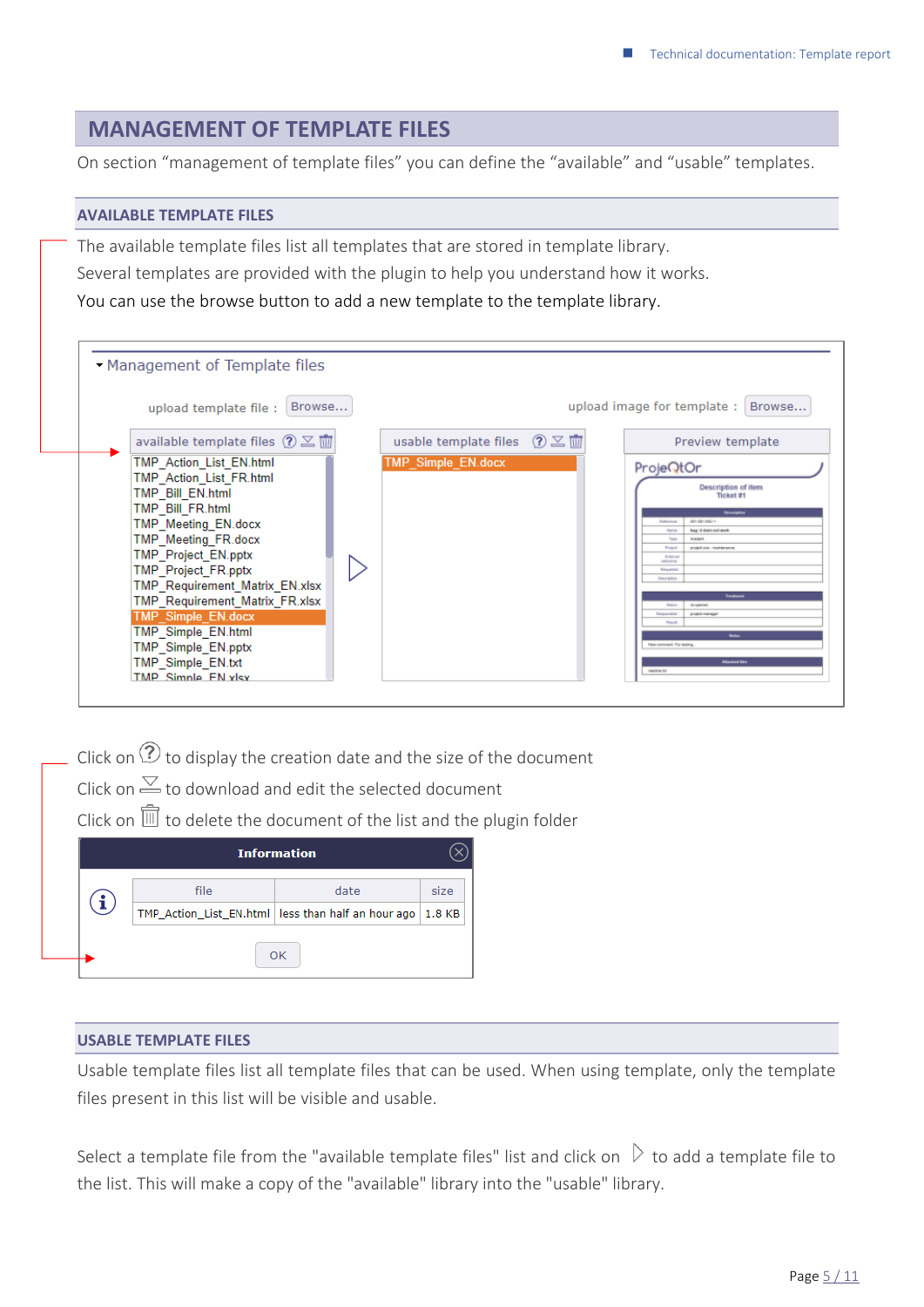## MANAGEMENT OF TEMPLATE FILES

On section "management of template files" you can define the "available" and "usable" templates.

### AVAILABLE TEMPLATE FILES

The available template files list all templates that are stored in template library.

Several templates are provided with the plugin to help you understand how it works.

You can use the browse button to add a new template to the template library.

Click on ⓘ to display the creation date and the size of the document

Click on to download and edit the selected document

Click on to delete the document of the list and the plugin folder

### USABLE TEMPLATE FILES

Usable template files list all template files that can be used. When using template, only the template files present in this list will be visible and usable.

Select a template file from the "available template files" list and click on ▷ to add a template file to the list. This will make a copy of the "available" library into the "usable" library.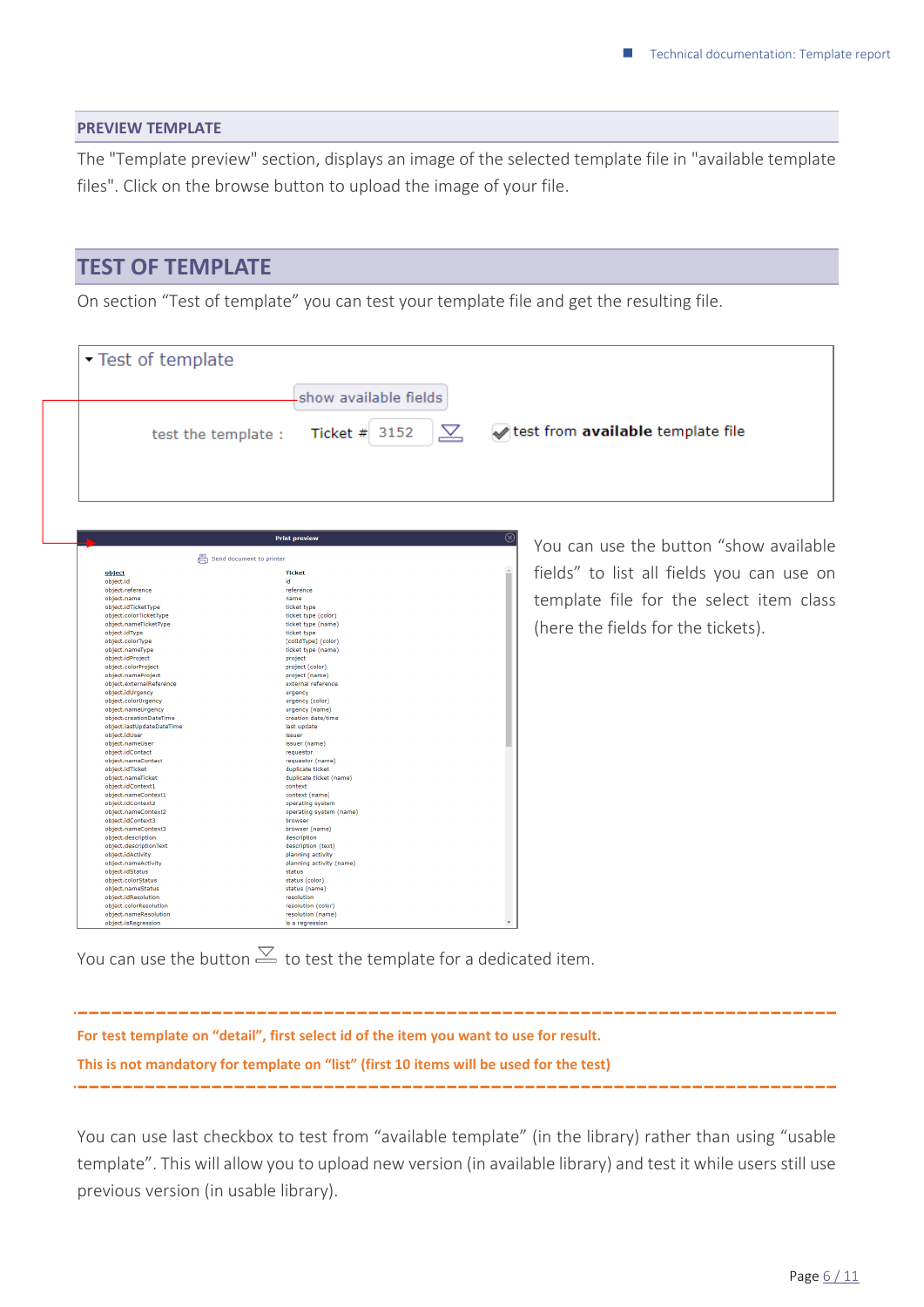## PREVIEW TEMPLATE

The "Template preview" section, displays an image of the selected template file in "available template files". Click on the browse button to upload the image of your file.

## TEST OF TEMPLATE

On section “Test of template” you can test your template file and get the resulting file.

You can use the button “show available fields” to list all fields you can use on template file for the select item class (here the fields for the tickets).

You can use the button to test the template for a dedicated item.

---

**For test template on “detail”, first select id of the item you want to use for result.**

**This is not mandatory for template on “list” (first 10 items will be used for the test)**

---

You can use last checkbox to test from “available template” (in the library) rather than using “usable template”. This will allow you to upload new version (in available library) and test it while users still use previous version (in usable library).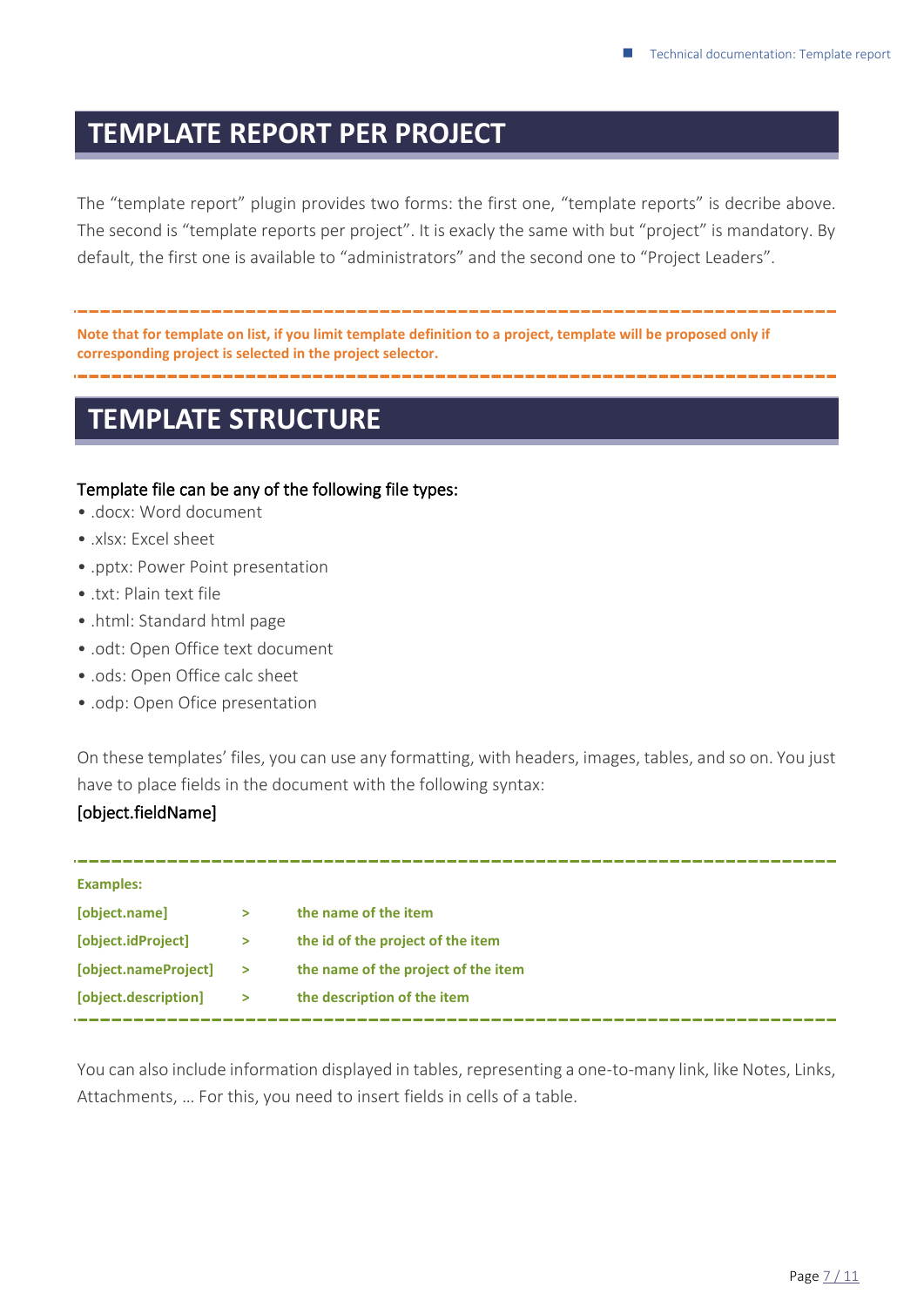# TEMPLATE REPORT PER PROJECT

The “template report” plugin provides two forms: the first one, “template reports” is decribe above. The second is “template reports per project”. It is exacly the same with but “project” is mandatory. By default, the first one is available to “administrators” and the second one to “Project Leaders”.

---

**Note that for template on list, if you limit template definition to a project, template will be proposed only if corresponding project is selected in the project selector.**

---

# TEMPLATE STRUCTURE

Template file can be any of the following file types:

- .docx: Word document
- .xlsx: Excel sheet
- .pptx: Power Point presentation
- .txt: Plain text file
- .html: Standard html page
- .odt: Open Office text document
- .ods: Open Office calc sheet
- .odp: Open Ofice presentation

On these templates’ files, you can use any formatting, with headers, images, tables, and so on. You just have to place fields in the document with the following syntax:

[object.fieldName]

---

**Examples:**

| | | |
|---|---|---|
| **[object.name]** | **>** | **the name of the item** |
| **[object.idProject]** | **>** | **the id of the project of the item** |
| **[object.nameProject]** | **>** | **the name of the project of the item** |
| **[object.description]** | **>** | **the description of the item** |

---

You can also include information displayed in tables, representing a one-to-many link, like Notes, Links, Attachments, … For this, you need to insert fields in cells of a table.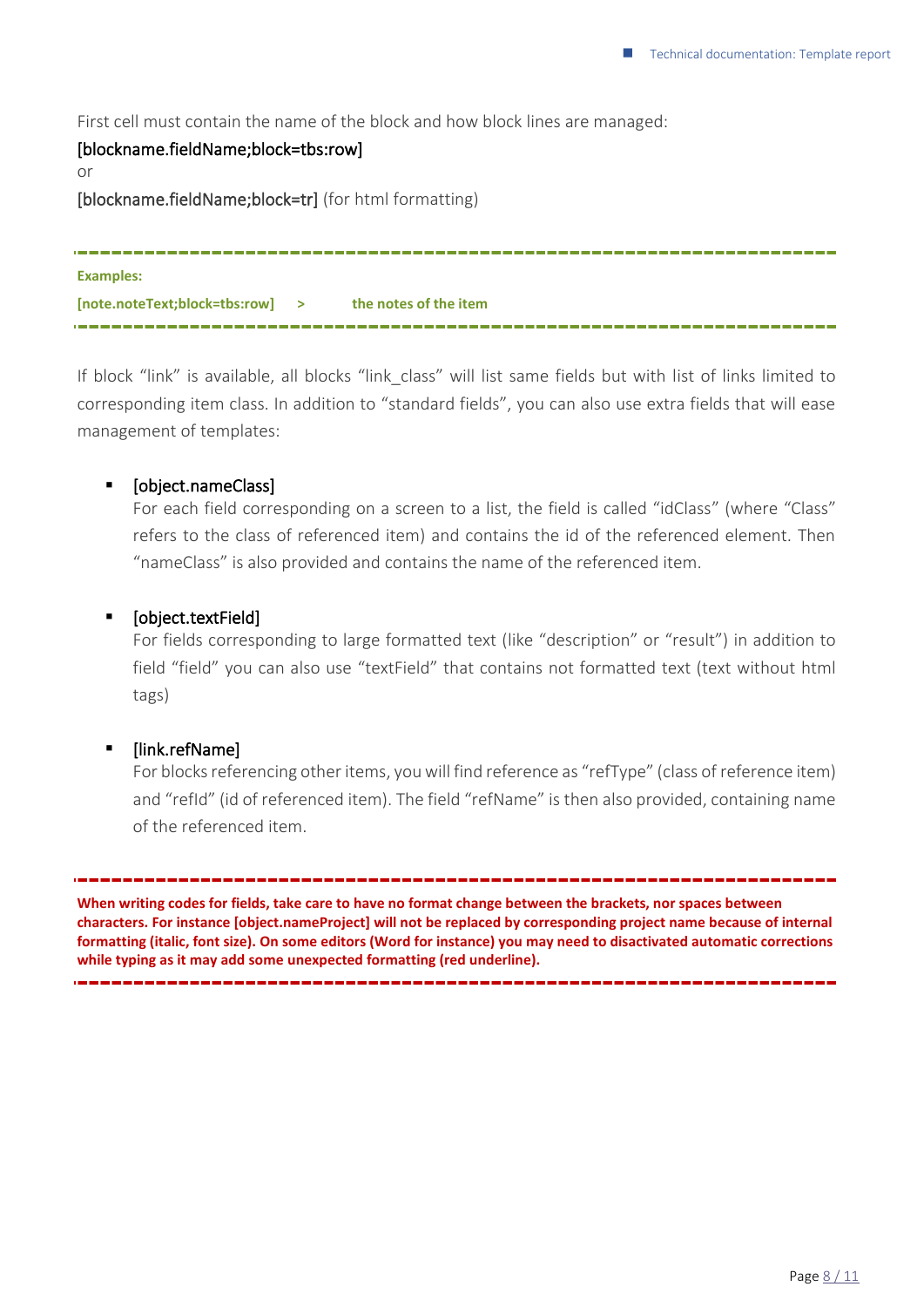First cell must contain the name of the block and how block lines are managed:

[blockname.fieldName;block=tbs:row]

or

[blockname.fieldName;block=tr] (for html formatting)

---

**Examples:**

**[note.noteText;block=tbs:row] > the notes of the item**

---

If block "link" is available, all blocks "link_class" will list same fields but with list of links limited to corresponding item class. In addition to "standard fields", you can also use extra fields that will ease management of templates:

- [object.nameClass]
  For each field corresponding on a screen to a list, the field is called "idClass" (where "Class" refers to the class of referenced item) and contains the id of the referenced element. Then "nameClass" is also provided and contains the name of the referenced item.

- [object.textField]
  For fields corresponding to large formatted text (like "description" or "result") in addition to field "field" you can also use "textField" that contains not formatted text (text without html tags)

- [link.refName]
  For blocks referencing other items, you will find reference as "refType" (class of reference item) and "refId" (id of referenced item). The field "refName" is then also provided, containing name of the referenced item.

---

**When writing codes for fields, take care to have no format change between the brackets, nor spaces between characters. For instance [object.nameProject] will not be replaced by corresponding project name because of internal formatting (italic, font size). On some editors (Word for instance) you may need to disactivated automatic corrections while typing as it may add some unexpected formatting (red underline).**

---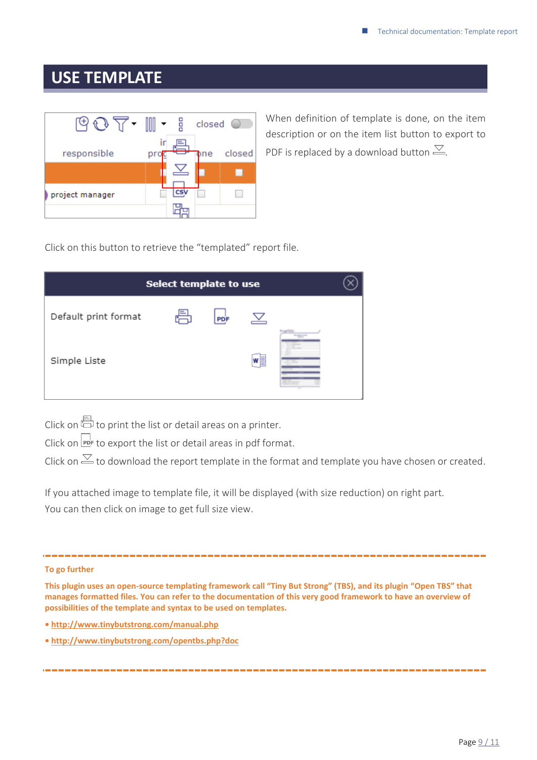# USE TEMPLATE

When definition of template is done, on the item description or on the item list button to export to PDF is replaced by a download button.

Click on this button to retrieve the “templated” report file.

Click on to print the list or detail areas on a printer.

Click on to export the list or detail areas in pdf format.

Click on to download the report template in the format and template you have chosen or created.

If you attached image to template file, it will be displayed (with size reduction) on right part.

You can then click on image to get full size view.

---

**To go further**

**This plugin uses an open-source templating framework call “Tiny But Strong” (TBS), and its plugin “Open TBS” that manages formatted files. You can refer to the documentation of this very good framework to have an overview of possibilities of the template and syntax to be used on templates.**

- **http://www.tinybutstrong.com/manual.php**
- **http://www.tinybutstrong.com/opentbs.php?doc**

---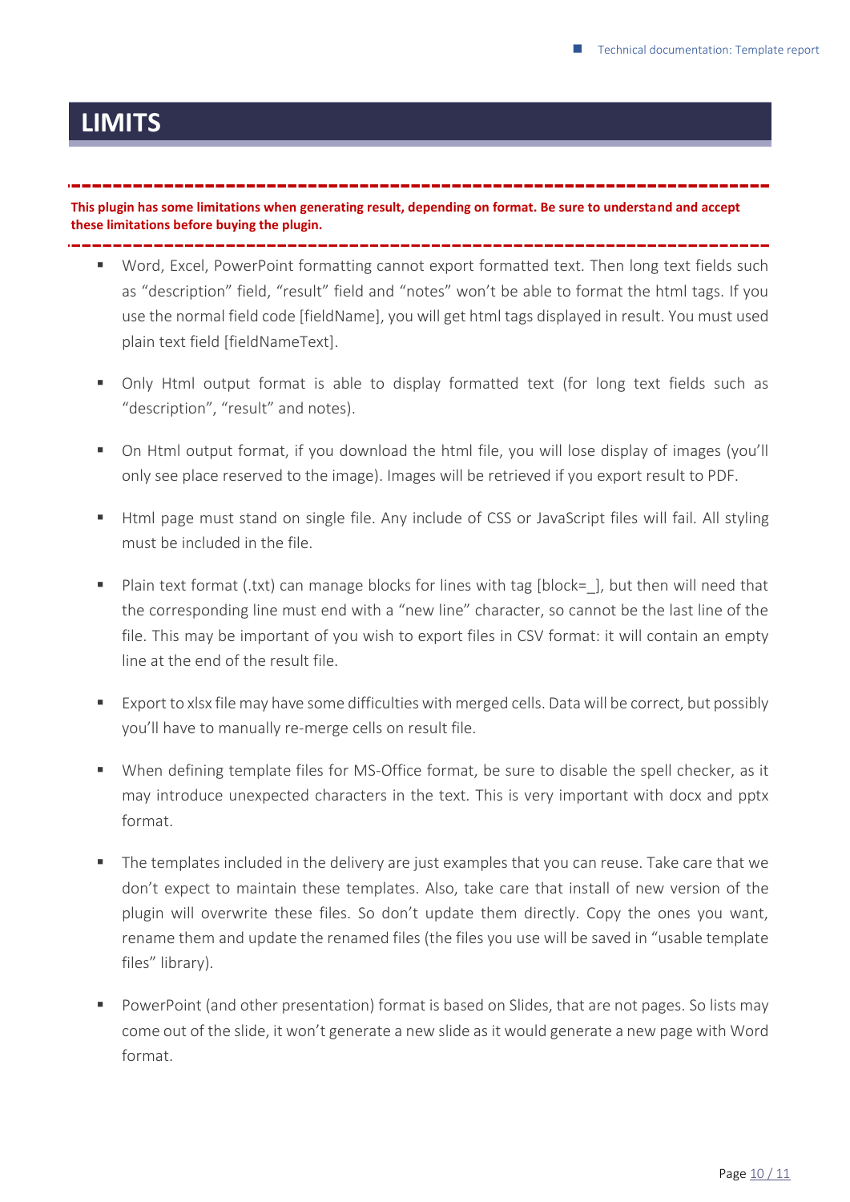# LIMITS

**This plugin has some limitations when generating result, depending on format. Be sure to understand and accept these limitations before buying the plugin.**

- Word, Excel, PowerPoint formatting cannot export formatted text. Then long text fields such as "description" field, "result" field and "notes" won't be able to format the html tags. If you use the normal field code [fieldName], you will get html tags displayed in result. You must used plain text field [fieldNameText].

- Only Html output format is able to display formatted text (for long text fields such as "description", "result" and notes).

- On Html output format, if you download the html file, you will lose display of images (you'll only see place reserved to the image). Images will be retrieved if you export result to PDF.

- Html page must stand on single file. Any include of CSS or JavaScript files will fail. All styling must be included in the file.

- Plain text format (.txt) can manage blocks for lines with tag [block=_], but then will need that the corresponding line must end with a "new line" character, so cannot be the last line of the file. This may be important of you wish to export files in CSV format: it will contain an empty line at the end of the result file.

- Export to xlsx file may have some difficulties with merged cells. Data will be correct, but possibly you'll have to manually re-merge cells on result file.

- When defining template files for MS-Office format, be sure to disable the spell checker, as it may introduce unexpected characters in the text. This is very important with docx and pptx format.

- The templates included in the delivery are just examples that you can reuse. Take care that we don't expect to maintain these templates. Also, take care that install of new version of the plugin will overwrite these files. So don't update them directly. Copy the ones you want, rename them and update the renamed files (the files you use will be saved in "usable template files" library).

- PowerPoint (and other presentation) format is based on Slides, that are not pages. So lists may come out of the slide, it won't generate a new slide as it would generate a new page with Word format.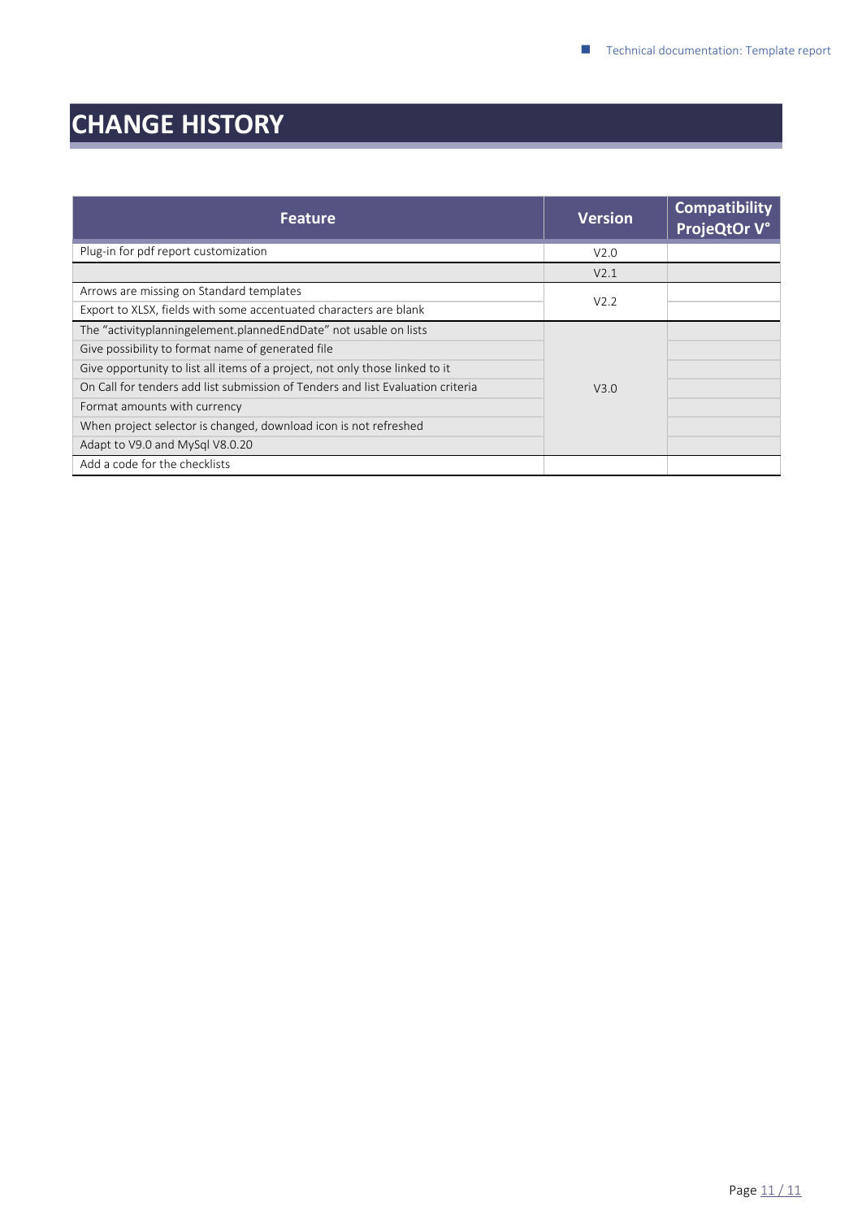# CHANGE HISTORY

| Feature | Version | Compatibility ProjeQtOr V° |
| --- | --- | --- |
| Plug-in for pdf report customization | V2.0 | |
| | V2.1 | |
| Arrows are missing on Standard templates | V2.2 | |
| Export to XLSX, fields with some accentuated characters are blank | | |
| The “activityplanningelement.plannedEndDate” not usable on lists | V3.0 | |
| Give possibility to format name of generated file | | |
| Give opportunity to list all items of a project, not only those linked to it | | |
| On Call for tenders add list submission of Tenders and list Evaluation criteria | | |
| Format amounts with currency | | |
| When project selector is changed, download icon is not refreshed | | |
| Adapt to V9.0 and MySql V8.0.20 | | |
| Add a code for the checklists | | |